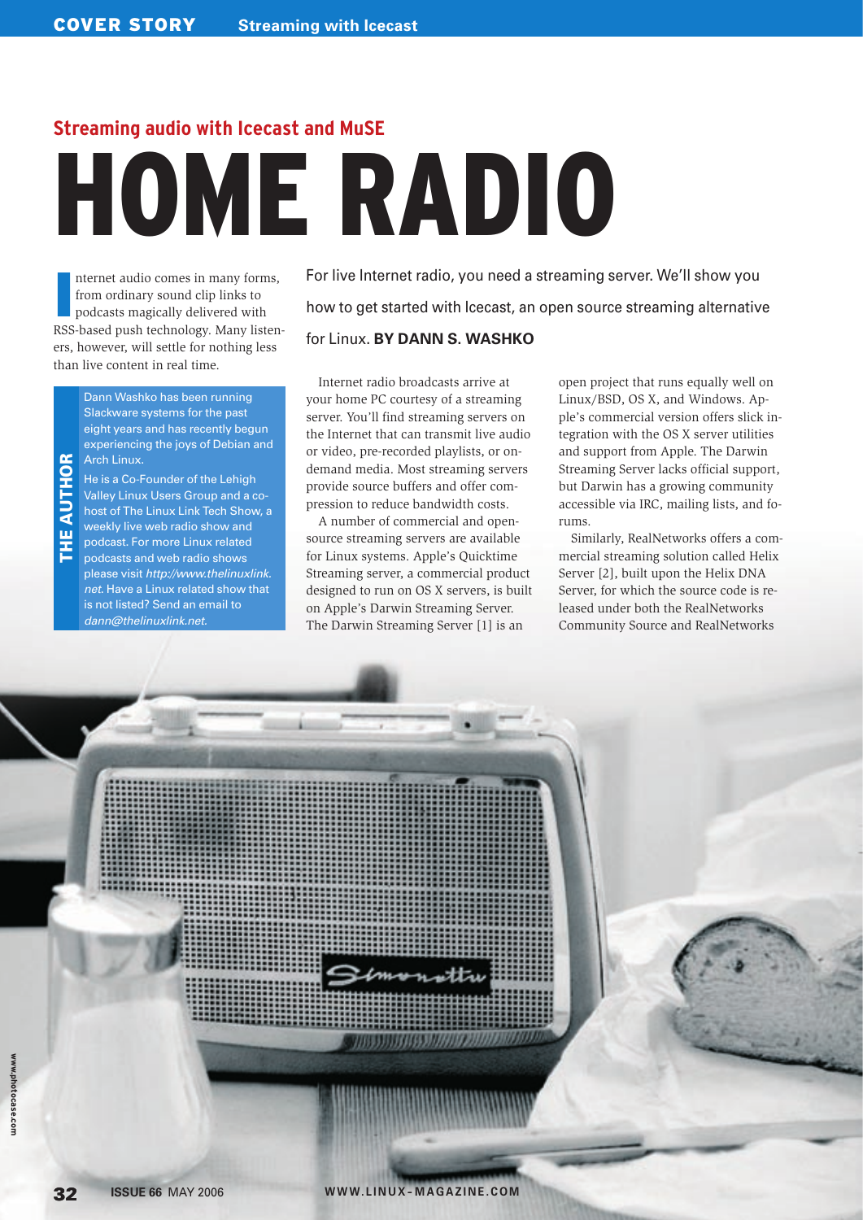## Streaming audio with Icecast and MuSE

# HOME RADIO

For live Internet radio, you need a streaming server. We'll show you how to get started with Icecast, an open source streaming alternative for Linux. **BY DANN S. WASHKO**

Internet audio comes in many forms, from ordinary sound clip links to podcasts magically delivered with RSS-based push technology. Many listeners, however, will settle for nothing less than live content in real time.

Internet radio broadcasts arrive at your home PC courtesy of a streaming server. You'll find streaming servers on the Internet that can transmit live audio or video, pre-recorded playlists, or on-demand media. Most streaming servers provide source buffers and offer compression to reduce bandwidth costs.

A number of commercial and open-source streaming servers are available for Linux systems. Apple's Quicktime Streaming server, a commercial product designed to run on OS X servers, is built on Apple's Darwin Streaming Server. The Darwin Streaming Server [1] is an open project that runs equally well on Linux/BSD, OS X, and Windows. Apple's commercial version offers slick integration with the OS X server utilities and support from Apple. The Darwin Streaming Server lacks official support, but Darwin has a growing community accessible via IRC, mailing lists, and forums.

Similarly, RealNetworks offers a commercial streaming solution called Helix Server [2], built upon the Helix DNA Server, for which the source code is released under both the RealNetworks Community Source and RealNetworks

**THE AUTHOR**

Dann Washko has been running Slackware systems for the past eight years and has recently begun experiencing the joys of Debian and Arch Linux.

He is a Co-Founder of the Lehigh Valley Linux Users Group and a co-host of The Linux Link Tech Show, a weekly live web radio show and podcast. For more Linux related podcasts and web radio shows please visit *http://www.thelinuxlink.net*. Have a Linux related show that is not listed? Send an email to *dann@thelinuxlink.net*.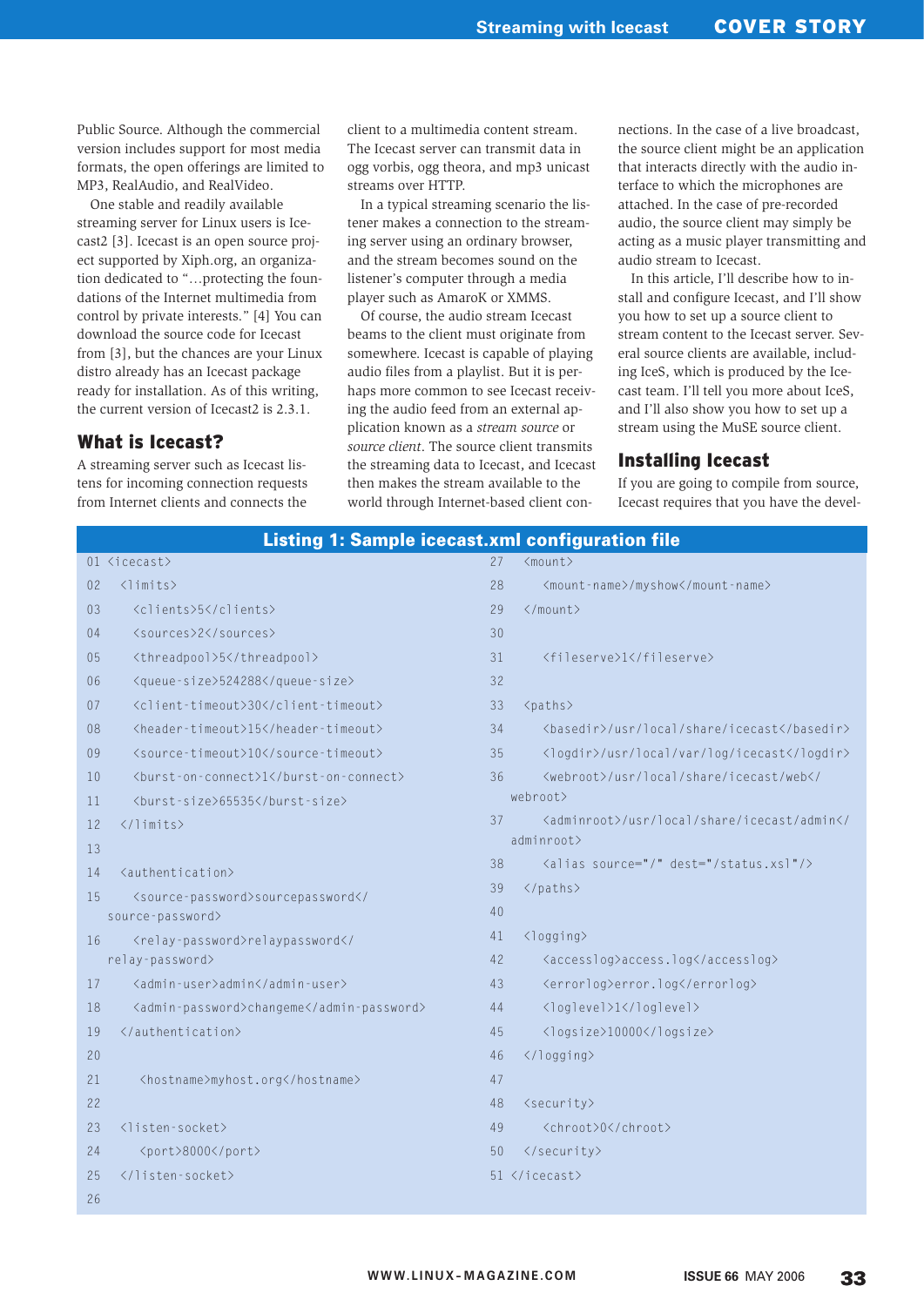Public Source. Although the commercial version includes support for most media formats, the open offerings are limited to MP3, RealAudio, and RealVideo.

One stable and readily available streaming server for Linux users is Icecast2 [3]. Icecast is an open source project supported by Xiph.org, an organization dedicated to "...protecting the foundations of the Internet multimedia from control by private interests." [4] You can download the source code for Icecast from [3], but the chances are your Linux distro already has an Icecast package ready for installation. As of this writing, the current version of Icecast2 is 2.3.1.

## What is Icecast?

A streaming server such as Icecast listens for incoming connection requests from Internet clients and connects the client to a multimedia content stream. The Icecast server can transmit data in ogg vorbis, ogg theora, and mp3 unicast streams over HTTP.

In a typical streaming scenario the listener makes a connection to the streaming server using an ordinary browser, and the stream becomes sound on the listener's computer through a media player such as AmaroK or XMMS.

Of course, the audio stream Icecast beams to the client must originate from somewhere. Icecast is capable of playing audio files from a playlist. But it is perhaps more common to see Icecast receiving the audio feed from an external application known as a *stream source* or *source client*. The source client transmits the streaming data to Icecast, and Icecast then makes the stream available to the world through Internet-based client connections. In the case of a live broadcast, the source client might be an application that interacts directly with the audio interface to which the microphones are attached. In the case of pre-recorded audio, the source client may simply be acting as a music player transmitting and audio stream to Icecast.

In this article, I'll describe how to install and configure Icecast, and I'll show you how to set up a source client to stream content to the Icecast server. Several source clients are available, including IceS, which is produced by the Icecast team. I'll tell you more about IceS, and I'll also show you how to set up a stream using the MuSE source client.

## Installing Icecast

If you are going to compile from source, Icecast requires that you have the devel-

**Listing 1: Sample icecast.xml configuration file**

```
01 <icecast>
02   <limits>
03     <clients>5</clients>
04     <sources>2</sources>
05     <threadpool>5</threadpool>
06     <queue-size>524288</queue-size>
07     <client-timeout>30</client-timeout>
08     <header-timeout>15</header-timeout>
09     <source-timeout>10</source-timeout>
10     <burst-on-connect>1</burst-on-connect>
11     <burst-size>65535</burst-size>
12   </limits>
13
14   <authentication>
15     <source-password>sourcepassword</source-password>
16     <relay-password>relaypassword</relay-password>
17     <admin-user>admin</admin-user>
18     <admin-password>changeme</admin-password>
19   </authentication>
20
21      <hostname>myhost.org</hostname>
22
23   <listen-socket>
24      <port>8000</port>
25   </listen-socket>
26
27   <mount>
28      <mount-name>/myshow</mount-name>
29   </mount>
30
31      <fileserve>1</fileserve>
32
33   <paths>
34      <basedir>/usr/local/share/icecast</basedir>
35      <logdir>/usr/local/var/log/icecast</logdir>
36      <webroot>/usr/local/share/icecast/web</webroot>
37      <adminroot>/usr/local/share/icecast/admin</adminroot>
38      <alias source="/" dest="/status.xsl"/>
39   </paths>
40
41   <logging>
42      <accesslog>access.log</accesslog>
43      <errorlog>error.log</errorlog>
44      <loglevel>1</loglevel>
45      <logsize>10000</logsize>
46   </logging>
47
48   <security>
49      <chroot>0</chroot>
50   </security>
51 </icecast>
```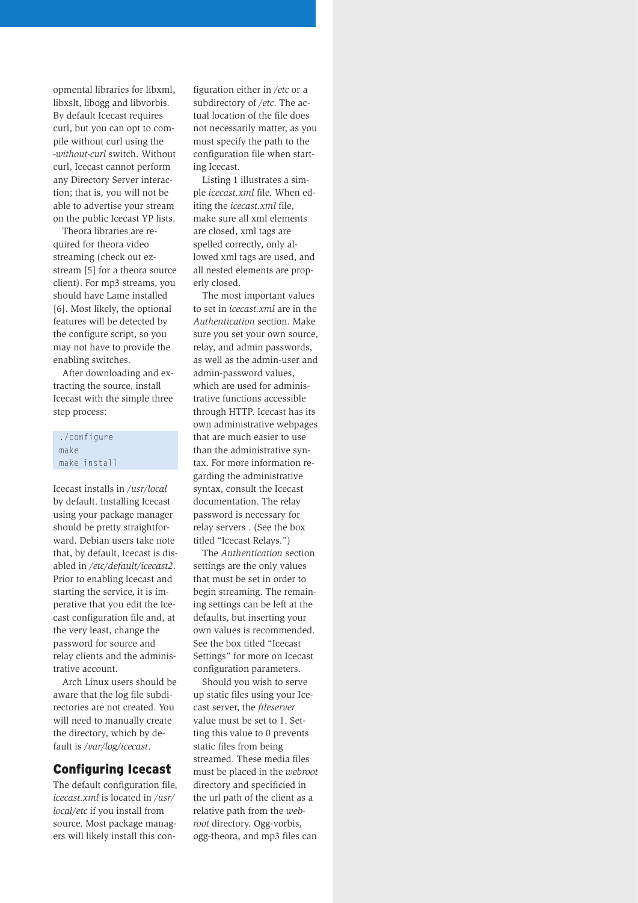opmental libraries for libxml, libxslt, libogg and libvorbis. By default Icecast requires curl, but you can opt to compile without curl using the *-without-curl* switch. Without curl, Icecast cannot perform any Directory Server interaction; that is, you will not be able to advertise your stream on the public Icecast YP lists.

Theora libraries are required for theora video streaming (check out ezstream [5] for a theora source client). For mp3 streams, you should have Lame installed [6]. Most likely, the optional features will be detected by the configure script, so you may not have to provide the enabling switches.

After downloading and extracting the source, install Icecast with the simple three step process:

```
./configure
make
make install
```

Icecast installs in */usr/local* by default. Installing Icecast using your package manager should be pretty straightforward. Debian users take note that, by default, Icecast is disabled in */etc/default/icecast2*. Prior to enabling Icecast and starting the service, it is imperative that you edit the Icecast configuration file and, at the very least, change the password for source and relay clients and the administrative account.

Arch Linux users should be aware that the log file subdirectories are not created. You will need to manually create the directory, which by default is */var/log/icecast*.

## Configuring Icecast

The default configuration file, *icecast.xml* is located in */usr/local/etc* if you install from source. Most package managers will likely install this configuration either in */etc* or a subdirectory of */etc*. The actual location of the file does not necessarily matter, as you must specify the path to the configuration file when starting Icecast.

Listing 1 illustrates a simple *icecast.xml* file. When editing the *icecast.xml* file, make sure all xml elements are closed, xml tags are spelled correctly, only allowed xml tags are used, and all nested elements are properly closed.

The most important values to set in *icecast.xml* are in the *Authentication* section. Make sure you set your own source, relay, and admin passwords, as well as the admin-user and admin-password values, which are used for administrative functions accessible through HTTP. Icecast has its own administrative webpages that are much easier to use than the administrative syntax. For more information regarding the administrative syntax, consult the Icecast documentation. The relay password is necessary for relay servers . (See the box titled "Icecast Relays.")

The *Authentication* section settings are the only values that must be set in order to begin streaming. The remaining settings can be left at the defaults, but inserting your own values is recommended. See the box titled "Icecast Settings" for more on Icecast configuration parameters.

Should you wish to serve up static files using your Icecast server, the *fileserver* value must be set to 1. Setting this value to 0 prevents static files from being streamed. These media files must be placed in the *webroot* directory and specificied in the url path of the client as a relative path from the *webroot* directory. Ogg-vorbis, ogg-theora, and mp3 files can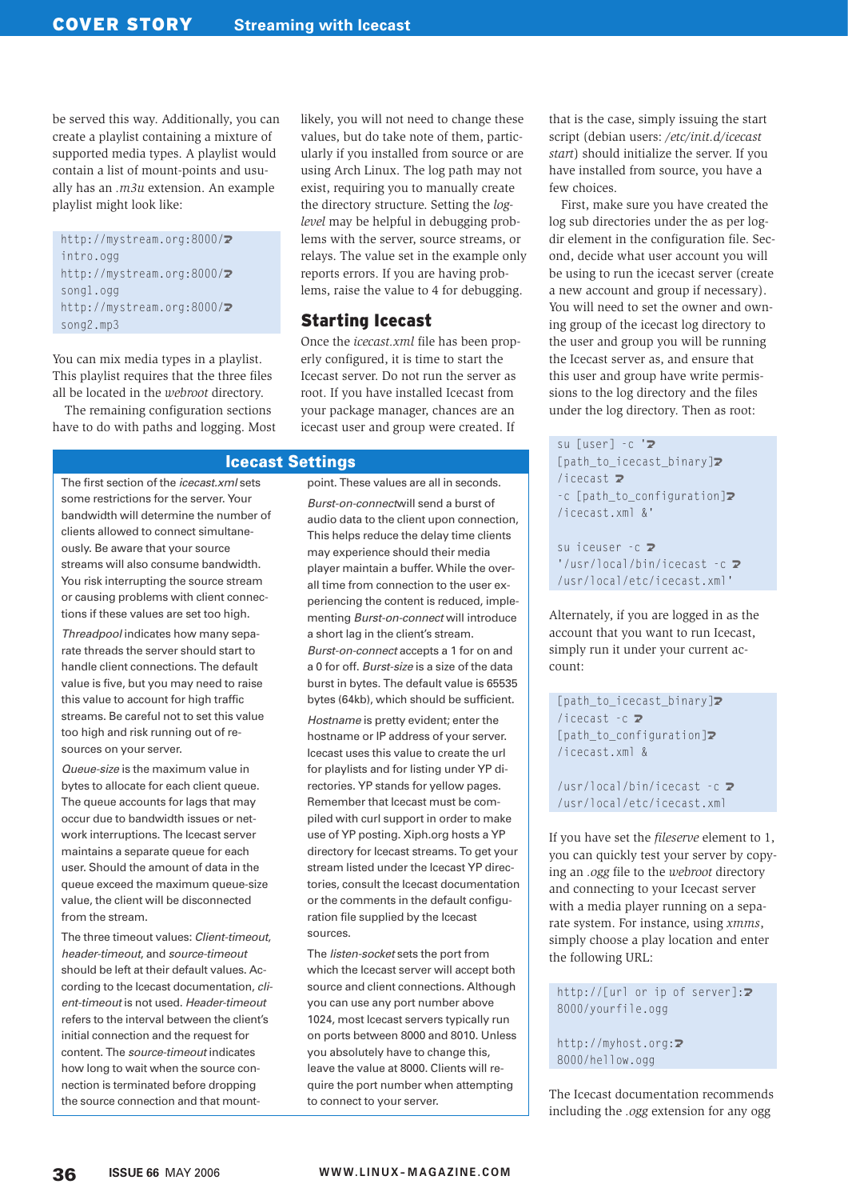be served this way. Additionally, you can create a playlist containing a mixture of supported media types. A playlist would contain a list of mount-points and usually has an *.m3u* extension. An example playlist might look like:

```
http://mystream.org:8000/intro.ogg
http://mystream.org:8000/song1.ogg
http://mystream.org:8000/song2.mp3
```

You can mix media types in a playlist. This playlist requires that the three files all be located in the *webroot* directory.

The remaining configuration sections have to do with paths and logging. Most likely, you will not need to change these values, but do take note of them, particularly if you installed from source or are using Arch Linux. The log path may not exist, requiring you to manually create the directory structure. Setting the *log-level* may be helpful in debugging problems with the server, source streams, or relays. The value set in the example only reports errors. If you are having problems, raise the value to 4 for debugging.

## Starting Icecast

Once the *icecast.xml* file has been properly configured, it is time to start the Icecast server. Do not run the server as root. If you have installed Icecast from your package manager, chances are an icecast user and group were created. If that is the case, simply issuing the start script (debian users: */etc/init.d/icecast start*) should initialize the server. If you have installed from source, you have a few choices.

First, make sure you have created the log sub directories under the as per logdir element in the configuration file. Second, decide what user account you will be using to run the icecast server (create a new account and group if necessary). You will need to set the owner and owning group of the icecast log directory to the user and group you will be running the Icecast server as, and ensure that this user and group have write permissions to the log directory and the files under the log directory. Then as root:

```
su [user] -c '[path_to_icecast_binary]/icecast -c [path_to_configuration]/icecast.xml &'

su iceuser -c '/usr/local/bin/icecast -c /usr/local/etc/icecast.xml'
```

Alternately, if you are logged in as the account that you want to run Icecast, simply run it under your current account:

```
[path_to_icecast_binary]/icecast -c [path_to_configuration]/icecast.xml &

/usr/local/bin/icecast -c /usr/local/etc/icecast.xml
```

If you have set the *fileserve* element to 1, you can quickly test your server by copying an *.ogg* file to the *webroot* directory and connecting to your Icecast server with a media player running on a separate system. For instance, using *xmms*, simply choose a play location and enter the following URL:

```
http://[url or ip of server]:8000/yourfile.ogg

http://myhost.org:8000/hellow.ogg
```

The Icecast documentation recommends including the *.ogg* extension for any ogg

### Icecast Settings

The first section of the *icecast.xml* sets some restrictions for the server. Your bandwidth will determine the number of clients allowed to connect simultaneously. Be aware that your source streams will also consume bandwidth. You risk interrupting the source stream or causing problems with client connections if these values are set too high.

*Threadpool* indicates how many separate threads the server should start to handle client connections. The default value is five, but you may need to raise this value to account for high traffic streams. Be careful not to set this value too high and risk running out of resources on your server.

*Queue-size* is the maximum value in bytes to allocate for each client queue. The queue accounts for lags that may occur due to bandwidth issues or network interruptions. The Icecast server maintains a separate queue for each user. Should the amount of data in the queue exceed the maximum queue-size value, the client will be disconnected from the stream.

The three timeout values: *Client-timeout*, *header-timeout*, and *source-timeout* should be left at their default values. According to the Icecast documentation, *client-timeout* is not used. *Header-timeout* refers to the interval between the client's initial connection and the request for content. The *source-timeout* indicates how long to wait when the source connection is terminated before dropping the source connection and that mount-point. These values are all in seconds.

*Burst-on-connect* will send a burst of audio data to the client upon connection, This helps reduce the delay time clients may experience should their media player maintain a buffer. While the overall time from connection to the user experiencing the content is reduced, implementing *Burst-on-connect* will introduce a short lag in the client's stream. *Burst-on-connect* accepts a 1 for on and a 0 for off. *Burst-size* is a size of the data burst in bytes. The default value is 65535 bytes (64kb), which should be sufficient.

*Hostname* is pretty evident; enter the hostname or IP address of your server. Icecast uses this value to create the url for playlists and for listing under YP directories. YP stands for yellow pages. Remember that Icecast must be compiled with curl support in order to make use of YP posting. Xiph.org hosts a YP directory for Icecast streams. To get your stream listed under the Icecast YP directories, consult the Icecast documentation or the comments in the default configuration file supplied by the Icecast sources.

The *listen-socket* sets the port from which the Icecast server will accept both source and client connections. Although you can use any port number above 1024, most Icecast servers typically run on ports between 8000 and 8010. Unless you absolutely have to change this, leave the value at 8000. Clients will require the port number when attempting to connect to your server.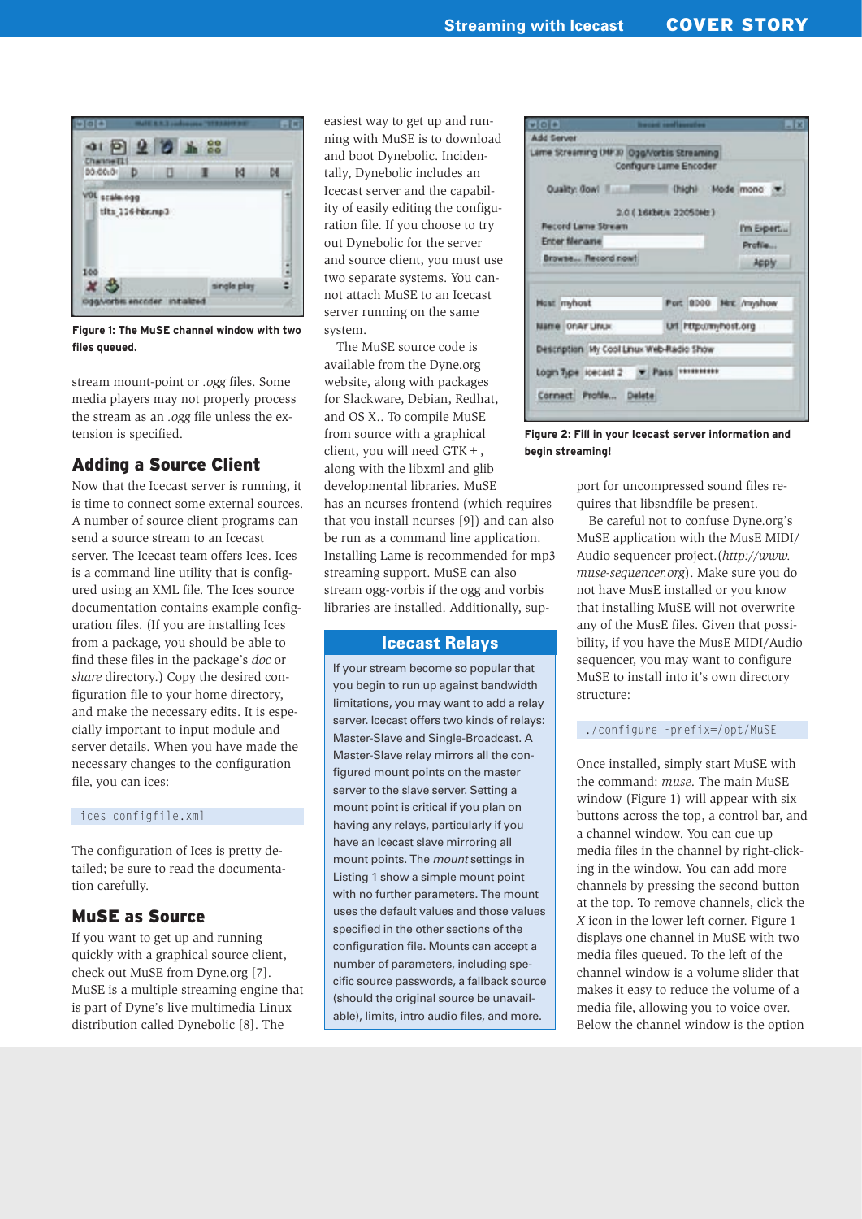Figure 1: The MuSE channel window with two files queued.

stream mount-point or *.ogg* files. Some media players may not properly process the stream as an *.ogg* file unless the extension is specified.

## Adding a Source Client

Now that the Icecast server is running, it is time to connect some external sources. A number of source client programs can send a source stream to an Icecast server. The Icecast team offers Ices. Ices is a command line utility that is configured using an XML file. The Ices source documentation contains example configuration files. (If you are installing Ices from a package, you should be able to find these files in the package's *doc* or *share* directory.) Copy the desired configuration file to your home directory, and make the necessary edits. It is especially important to input module and server details. When you have made the necessary changes to the configuration file, you can ices:

```
ices configfile.xml
```

The configuration of Ices is pretty detailed; be sure to read the documentation carefully.

## MuSE as Source

If you want to get up and running quickly with a graphical source client, check out MuSE from Dyne.org [7]. MuSE is a multiple streaming engine that is part of Dyne's live multimedia Linux distribution called Dynebolic [8]. The easiest way to get up and running with MuSE is to download and boot Dynebolic. Incidentally, Dynebolic includes an Icecast server and the capability of easily editing the configuration file. If you choose to try out Dynebolic for the server and source client, you must use two separate systems. You cannot attach MuSE to an Icecast server running on the same system.

The MuSE source code is available from the Dyne.org website, along with packages for Slackware, Debian, Redhat, and OS X.. To compile MuSE from source with a graphical client, you will need GTK+, along with the libxml and glib developmental libraries. MuSE has an ncurses frontend (which requires that you install ncurses [9]) and can also be run as a command line application. Installing Lame is recommended for mp3 streaming support. MuSE can also stream ogg-vorbis if the ogg and vorbis libraries are installed. Additionally, support for uncompressed sound files requires that libsndfile be present.

Be careful not to confuse Dyne.org's MuSE application with the MusE MIDI/Audio sequencer project.(*http://www.muse-sequencer.org*). Make sure you do not have MusE installed or you know that installing MuSE will not overwrite any of the MusE files. Given that possibility, if you have the MusE MIDI/Audio sequencer, you may want to configure MuSE to install into it's own directory structure:

```
./configure -prefix=/opt/MuSE
```

Once installed, simply start MuSE with the command: *muse*. The main MuSE window (Figure 1) will appear with six buttons across the top, a control bar, and a channel window. You can cue up media files in the channel by right-clicking in the window. You can add more channels by pressing the second button at the top. To remove channels, click the *X* icon in the lower left corner. Figure 1 displays one channel in MuSE with two media files queued. To the left of the channel window is a volume slider that makes it easy to reduce the volume of a media file, allowing you to voice over. Below the channel window is the option

### Icecast Relays

If your stream become so popular that you begin to run up against bandwidth limitations, you may want to add a relay server. Icecast offers two kinds of relays: Master-Slave and Single-Broadcast. A Master-Slave relay mirrors all the configured mount points on the master server to the slave server. Setting a mount point is critical if you plan on having any relays, particularly if you have an Icecast slave mirroring all mount points. The *mount* settings in Listing 1 show a simple mount point with no further parameters. The mount uses the default values and those values specified in the other sections of the configuration file. Mounts can accept a number of parameters, including specific source passwords, a fallback source (should the original source be unavailable), limits, intro audio files, and more.

Figure 2: Fill in your Icecast server information and begin streaming!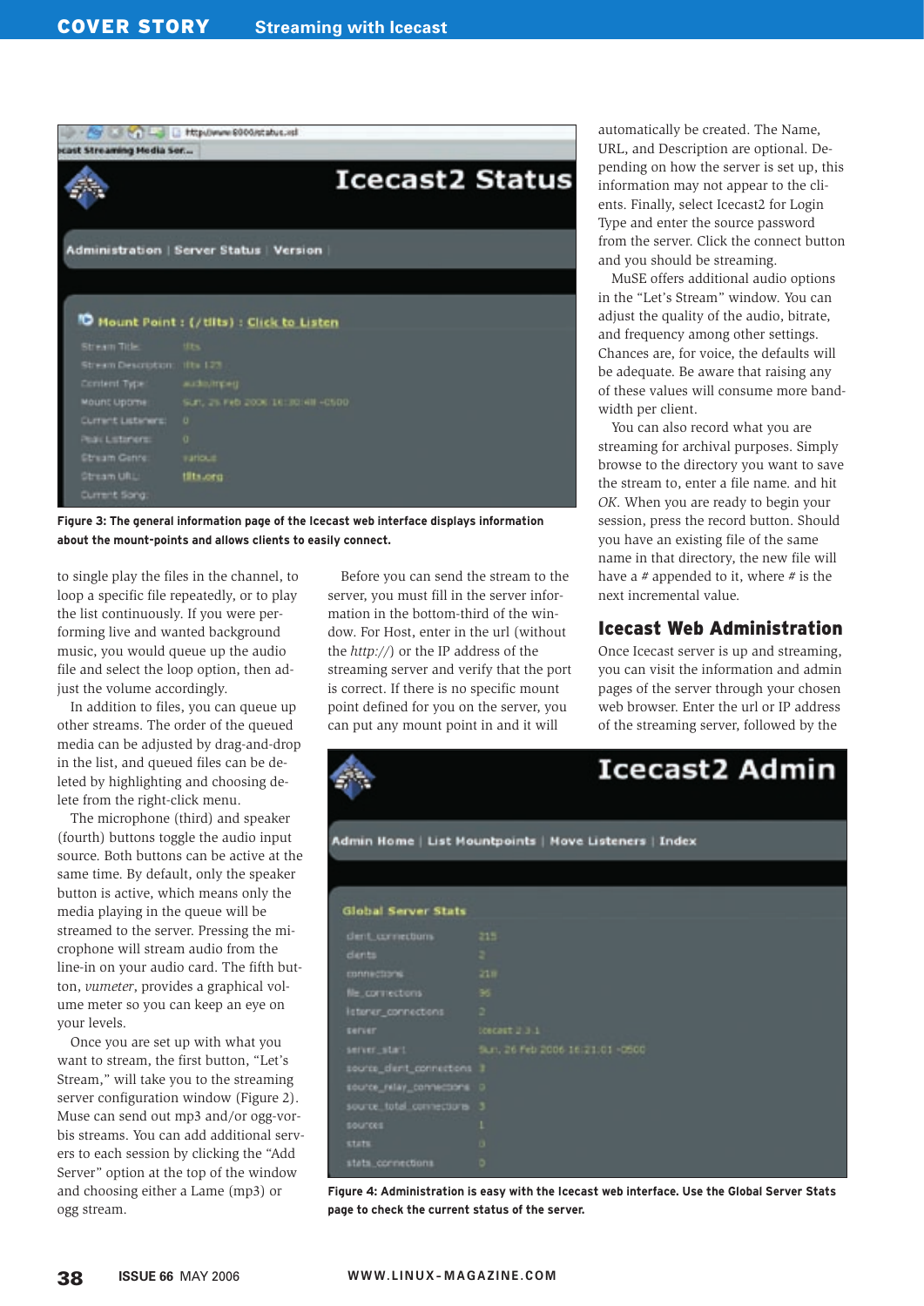Figure 3: The general information page of the Icecast web interface displays information about the mount-points and allows clients to easily connect.

to single play the files in the channel, to loop a specific file repeatedly, or to play the list continuously. If you were performing live and wanted background music, you would queue up the audio file and select the loop option, then adjust the volume accordingly.

In addition to files, you can queue up other streams. The order of the queued media can be adjusted by drag-and-drop in the list, and queued files can be deleted by highlighting and choosing delete from the right-click menu.

The microphone (third) and speaker (fourth) buttons toggle the audio input source. Both buttons can be active at the same time. By default, only the speaker button is active, which means only the media playing in the queue will be streamed to the server. Pressing the microphone will stream audio from the line-in on your audio card. The fifth button, *vumeter*, provides a graphical volume meter so you can keep an eye on your levels.

Once you are set up with what you want to stream, the first button, "Let's Stream," will take you to the streaming server configuration window (Figure 2). Muse can send out mp3 and/or ogg-vorbis streams. You can add additional servers to each session by clicking the "Add Server" option at the top of the window and choosing either a Lame (mp3) or ogg stream.

Before you can send the stream to the server, you must fill in the server information in the bottom-third of the window. For Host, enter in the url (without the *http://*) or the IP address of the streaming server and verify that the port is correct. If there is no specific mount point defined for you on the server, you can put any mount point in and it will automatically be created. The Name, URL, and Description are optional. Depending on how the server is set up, this information may not appear to the clients. Finally, select Icecast2 for Login Type and enter the source password from the server. Click the connect button and you should be streaming.

MuSE offers additional audio options in the "Let's Stream" window. You can adjust the quality of the audio, bitrate, and frequency among other settings. Chances are, for voice, the defaults will be adequate. Be aware that raising any of these values will consume more bandwidth per client.

You can also record what you are streaming for archival purposes. Simply browse to the directory you want to save the stream to, enter a file name. and hit *OK*. When you are ready to begin your session, press the record button. Should you have an existing file of the same name in that directory, the new file will have a # appended to it, where # is the next incremental value.

## Icecast Web Administration

Once Icecast server is up and streaming, you can visit the information and admin pages of the server through your chosen web browser. Enter the url or IP address of the streaming server, followed by the

Figure 4: Administration is easy with the Icecast web interface. Use the Global Server Stats page to check the current status of the server.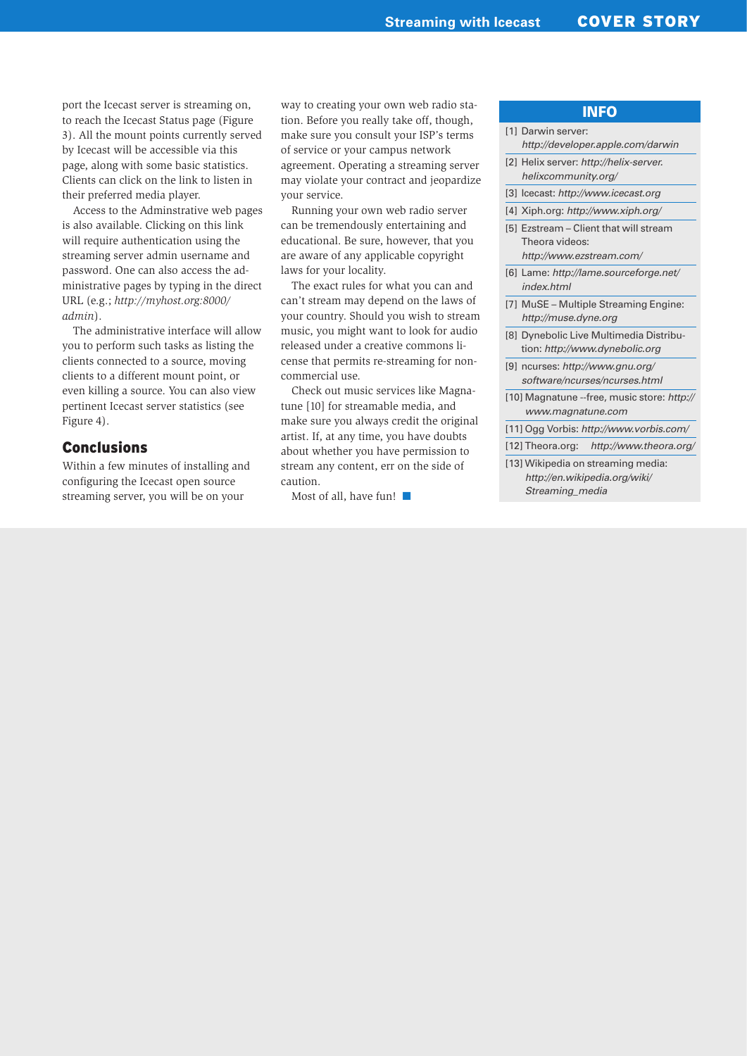port the Icecast server is streaming on, to reach the Icecast Status page (Figure 3). All the mount points currently served by Icecast will be accessible via this page, along with some basic statistics. Clients can click on the link to listen in their preferred media player.

Access to the Adminstrative web pages is also available. Clicking on this link will require authentication using the streaming server admin username and password. One can also access the administrative pages by typing in the direct URL (e.g.; *http://myhost.org:8000/admin*).

The administrative interface will allow you to perform such tasks as listing the clients connected to a source, moving clients to a different mount point, or even killing a source. You can also view pertinent Icecast server statistics (see Figure 4).

## Conclusions

Within a few minutes of installing and configuring the Icecast open source streaming server, you will be on your way to creating your own web radio station. Before you really take off, though, make sure you consult your ISP's terms of service or your campus network agreement. Operating a streaming server may violate your contract and jeopardize your service.

Running your own web radio server can be tremendously entertaining and educational. Be sure, however, that you are aware of any applicable copyright laws for your locality.

The exact rules for what you can and can't stream may depend on the laws of your country. Should you wish to stream music, you might want to look for audio released under a creative commons license that permits re-streaming for non-commercial use.

Check out music services like Magnatune [10] for streamable media, and make sure you always credit the original artist. If, at any time, you have doubts about whether you have permission to stream any content, err on the side of caution.

Most of all, have fun! ■

## INFO

[1] Darwin server: *http://developer.apple.com/darwin*

[2] Helix server: *http://helix-server.helixcommunity.org/*

[3] Icecast: *http://www.icecast.org*

[4] Xiph.org: *http://www.xiph.org/*

[5] Ezstream – Client that will stream Theora videos: *http://www.ezstream.com/*

[6] Lame: *http://lame.sourceforge.net/index.html*

[7] MuSE – Multiple Streaming Engine: *http://muse.dyne.org*

[8] Dynebolic Live Multimedia Distribution: *http://www.dynebolic.org*

[9] ncurses: *http://www.gnu.org/software/ncurses/ncurses.html*

[10] Magnatune --free, music store: *http://www.magnatune.com*

[11] Ogg Vorbis: *http://www.vorbis.com/*

[12] Theora.org: *http://www.theora.org/*

[13] Wikipedia on streaming media: *http://en.wikipedia.org/wiki/Streaming_media*